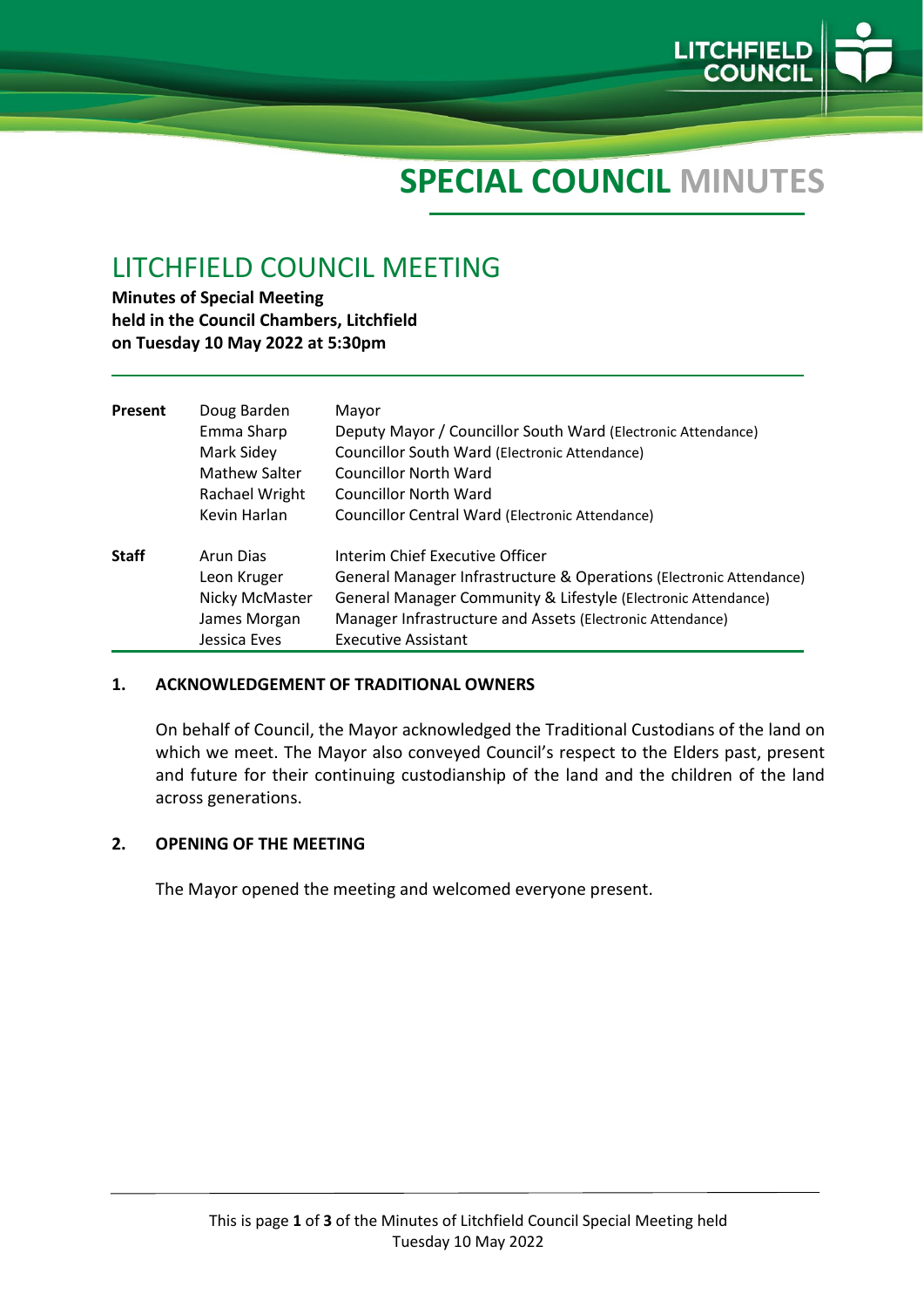# SPECIAL COUNCIL MINUTES

## LITCHFIELD COUNCIL MEETING

**Minutes of Special Meeting**
**held in the Council Chambers, Litchfield**
**on Tuesday 10 May 2022 at 5:30pm**

| | | |
|---|---|---|
| **Present** | Doug Barden | Mayor |
| | Emma Sharp | Deputy Mayor / Councillor South Ward (Electronic Attendance) |
| | Mark Sidey | Councillor South Ward (Electronic Attendance) |
| | Mathew Salter | Councillor North Ward |
| | Rachael Wright | Councillor North Ward |
| | Kevin Harlan | Councillor Central Ward (Electronic Attendance) |
| **Staff** | Arun Dias | Interim Chief Executive Officer |
| | Leon Kruger | General Manager Infrastructure & Operations (Electronic Attendance) |
| | Nicky McMaster | General Manager Community & Lifestyle (Electronic Attendance) |
| | James Morgan | Manager Infrastructure and Assets (Electronic Attendance) |
| | Jessica Eves | Executive Assistant |

### 1. ACKNOWLEDGEMENT OF TRADITIONAL OWNERS

On behalf of Council, the Mayor acknowledged the Traditional Custodians of the land on which we meet. The Mayor also conveyed Council's respect to the Elders past, present and future for their continuing custodianship of the land and the children of the land across generations.

### 2. OPENING OF THE MEETING

The Mayor opened the meeting and welcomed everyone present.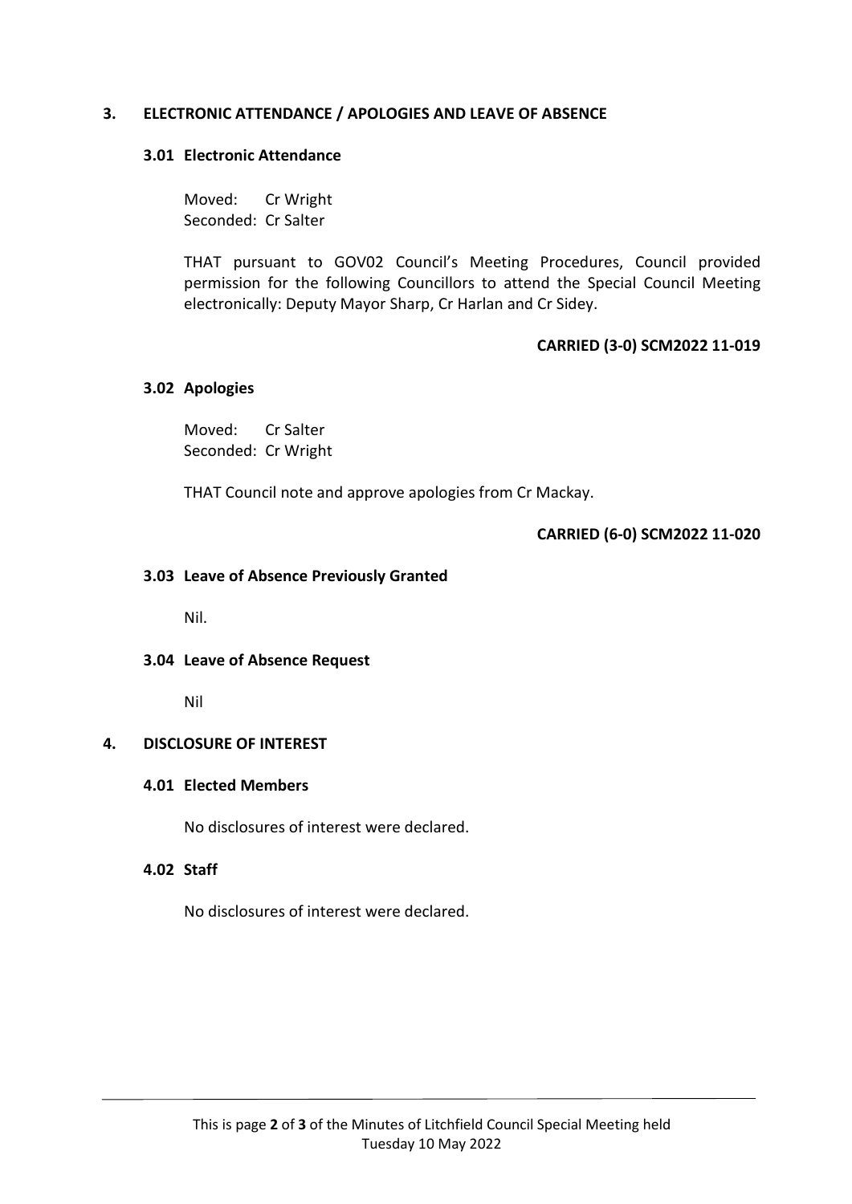## 3. ELECTRONIC ATTENDANCE / APOLOGIES AND LEAVE OF ABSENCE

### 3.01 Electronic Attendance

Moved: Cr Wright
Seconded: Cr Salter

THAT pursuant to GOV02 Council's Meeting Procedures, Council provided permission for the following Councillors to attend the Special Council Meeting electronically: Deputy Mayor Sharp, Cr Harlan and Cr Sidey.

**CARRIED (3-0) SCM2022 11-019**

### 3.02 Apologies

Moved: Cr Salter
Seconded: Cr Wright

THAT Council note and approve apologies from Cr Mackay.

**CARRIED (6-0) SCM2022 11-020**

### 3.03 Leave of Absence Previously Granted

Nil.

### 3.04 Leave of Absence Request

Nil

## 4. DISCLOSURE OF INTEREST

### 4.01 Elected Members

No disclosures of interest were declared.

### 4.02 Staff

No disclosures of interest were declared.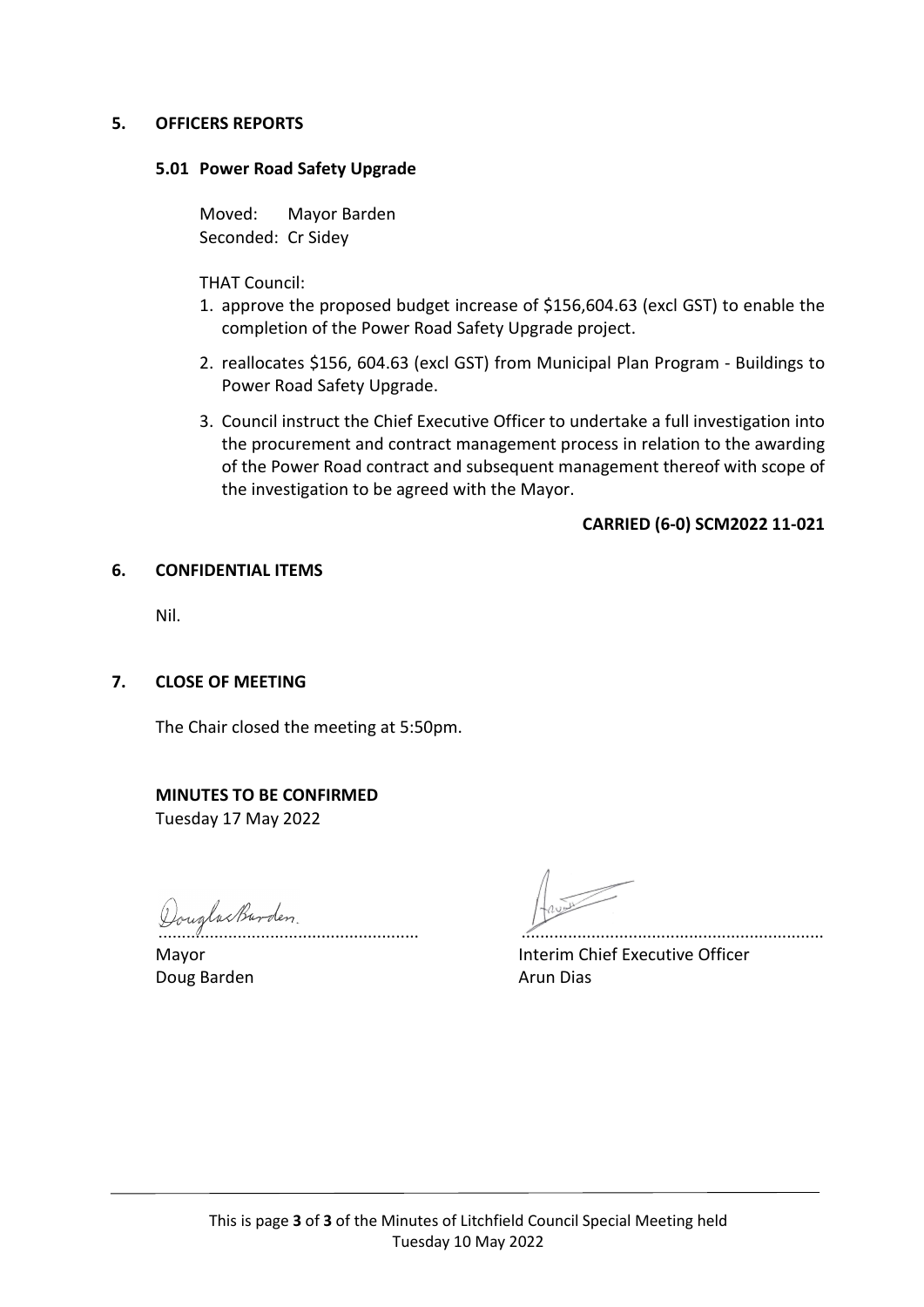## 5. OFFICERS REPORTS

### 5.01 Power Road Safety Upgrade

Moved: Mayor Barden
Seconded: Cr Sidey

THAT Council:

1. approve the proposed budget increase of $156,604.63 (excl GST) to enable the completion of the Power Road Safety Upgrade project.
2. reallocates $156, 604.63 (excl GST) from Municipal Plan Program - Buildings to Power Road Safety Upgrade.
3. Council instruct the Chief Executive Officer to undertake a full investigation into the procurement and contract management process in relation to the awarding of the Power Road contract and subsequent management thereof with scope of the investigation to be agreed with the Mayor.

**CARRIED (6-0) SCM2022 11-021**

## 6. CONFIDENTIAL ITEMS

Nil.

## 7. CLOSE OF MEETING

The Chair closed the meeting at 5:50pm.

**MINUTES TO BE CONFIRMED**
Tuesday 17 May 2022

| | |
|---|---|
| ........................................................ | ................................................................ |
| Mayor | Interim Chief Executive Officer |
| Doug Barden | Arun Dias |